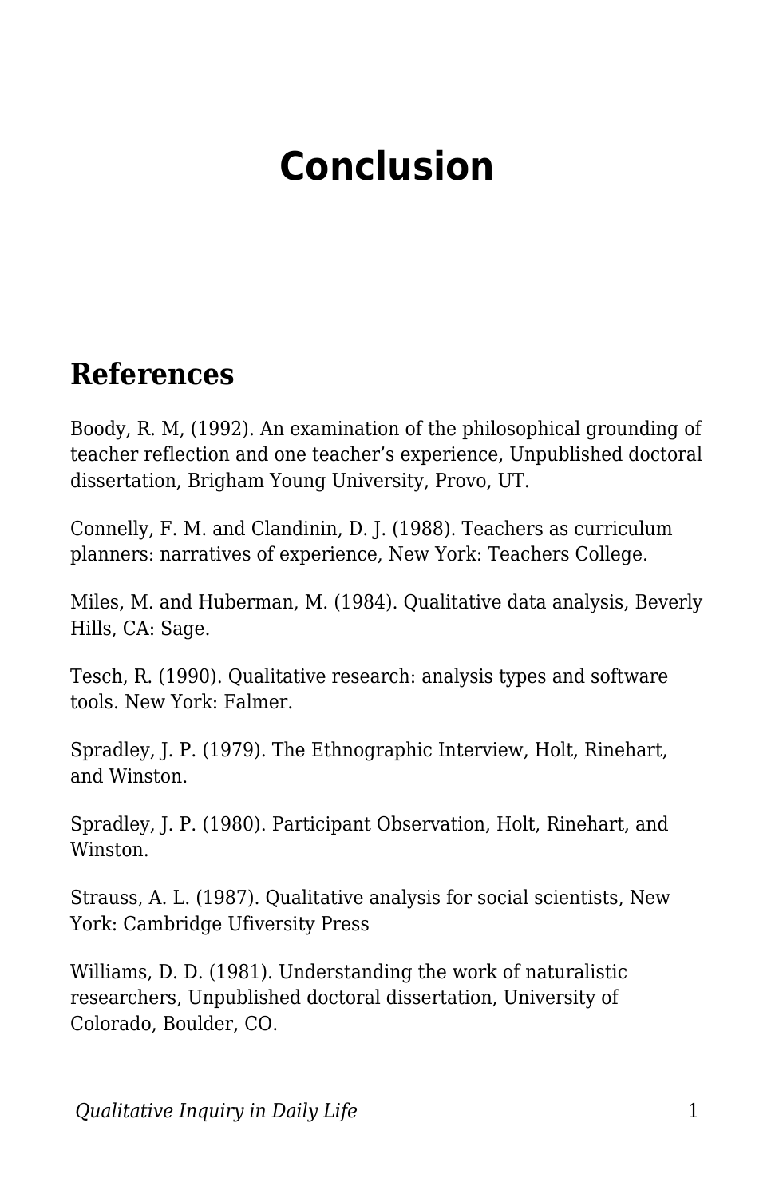# Conclusion

## References

Boody, R. M, (1992). An examination of the philosophical grounding of teacher reflection and one teacher's experience, Unpublished doctoral dissertation, Brigham Young University, Provo, UT.

Connelly, F. M. and Clandinin, D. J. (1988). Teachers as curriculum planners: narratives of experience, New York: Teachers College.

Miles, M. and Huberman, M. (1984). Qualitative data analysis, Beverly Hills, CA: Sage.

Tesch, R. (1990). Qualitative research: analysis types and software tools. New York: Falmer.

Spradley, J. P. (1979). The Ethnographic Interview, Holt, Rinehart, and Winston.

Spradley, J. P. (1980). Participant Observation, Holt, Rinehart, and Winston.

Strauss, A. L. (1987). Qualitative analysis for social scientists, New York: Cambridge Ufiversity Press

Williams, D. D. (1981). Understanding the work of naturalistic researchers, Unpublished doctoral dissertation, University of Colorado, Boulder, CO.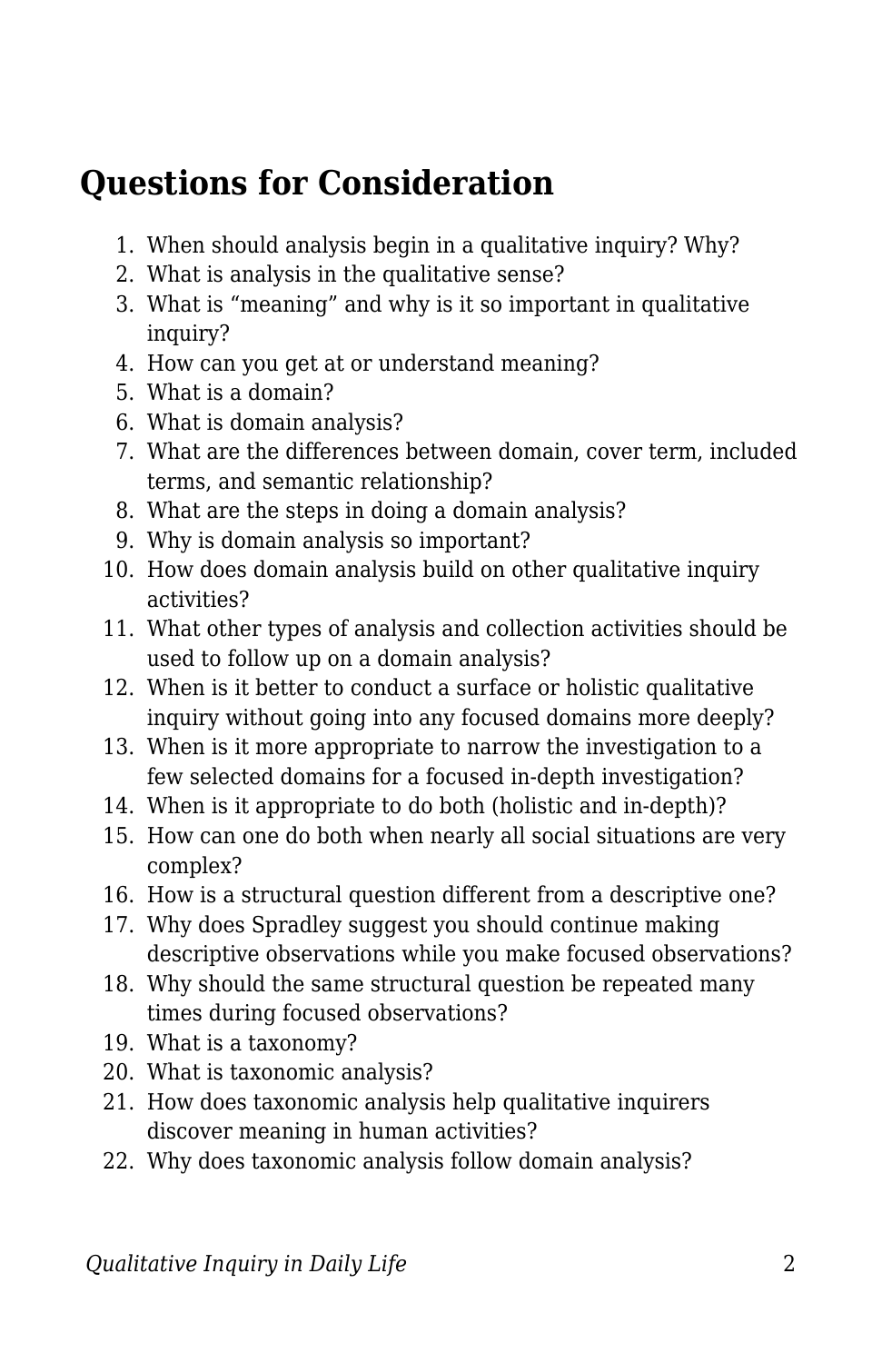## Questions for Consideration

1. When should analysis begin in a qualitative inquiry? Why?
2. What is analysis in the qualitative sense?
3. What is "meaning" and why is it so important in qualitative inquiry?
4. How can you get at or understand meaning?
5. What is a domain?
6. What is domain analysis?
7. What are the differences between domain, cover term, included terms, and semantic relationship?
8. What are the steps in doing a domain analysis?
9. Why is domain analysis so important?
10. How does domain analysis build on other qualitative inquiry activities?
11. What other types of analysis and collection activities should be used to follow up on a domain analysis?
12. When is it better to conduct a surface or holistic qualitative inquiry without going into any focused domains more deeply?
13. When is it more appropriate to narrow the investigation to a few selected domains for a focused in-depth investigation?
14. When is it appropriate to do both (holistic and in-depth)?
15. How can one do both when nearly all social situations are very complex?
16. How is a structural question different from a descriptive one?
17. Why does Spradley suggest you should continue making descriptive observations while you make focused observations?
18. Why should the same structural question be repeated many times during focused observations?
19. What is a taxonomy?
20. What is taxonomic analysis?
21. How does taxonomic analysis help qualitative inquirers discover meaning in human activities?
22. Why does taxonomic analysis follow domain analysis?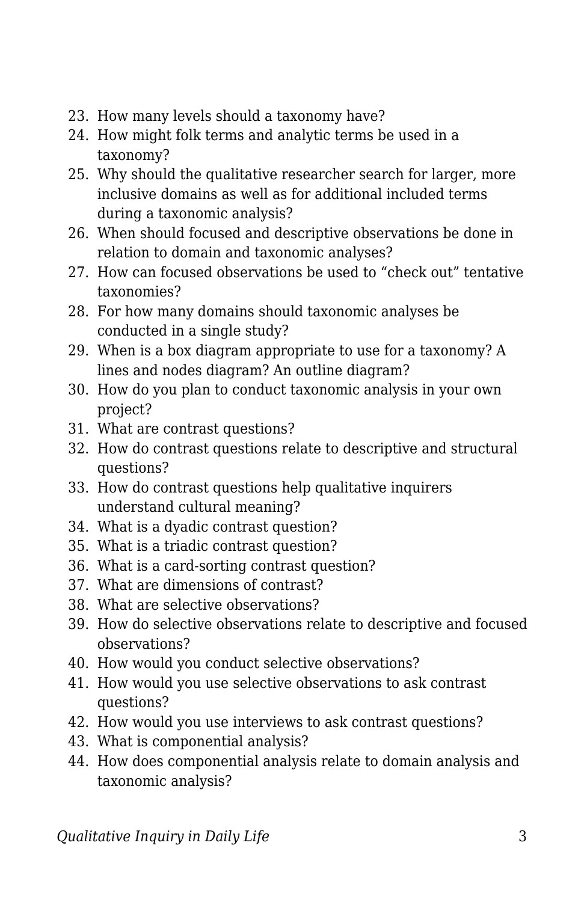23. How many levels should a taxonomy have?
24. How might folk terms and analytic terms be used in a taxonomy?
25. Why should the qualitative researcher search for larger, more inclusive domains as well as for additional included terms during a taxonomic analysis?
26. When should focused and descriptive observations be done in relation to domain and taxonomic analyses?
27. How can focused observations be used to “check out” tentative taxonomies?
28. For how many domains should taxonomic analyses be conducted in a single study?
29. When is a box diagram appropriate to use for a taxonomy? A lines and nodes diagram? An outline diagram?
30. How do you plan to conduct taxonomic analysis in your own project?
31. What are contrast questions?
32. How do contrast questions relate to descriptive and structural questions?
33. How do contrast questions help qualitative inquirers understand cultural meaning?
34. What is a dyadic contrast question?
35. What is a triadic contrast question?
36. What is a card-sorting contrast question?
37. What are dimensions of contrast?
38. What are selective observations?
39. How do selective observations relate to descriptive and focused observations?
40. How would you conduct selective observations?
41. How would you use selective observations to ask contrast questions?
42. How would you use interviews to ask contrast questions?
43. What is componential analysis?
44. How does componential analysis relate to domain analysis and taxonomic analysis?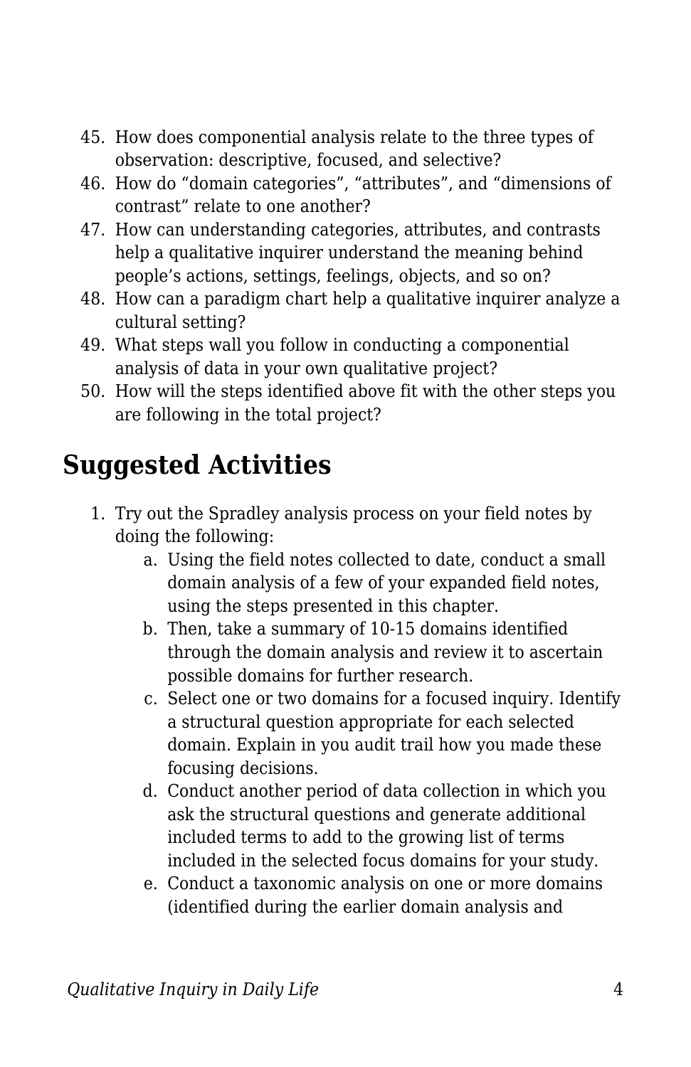45. How does componential analysis relate to the three types of observation: descriptive, focused, and selective?
46. How do “domain categories”, “attributes”, and “dimensions of contrast” relate to one another?
47. How can understanding categories, attributes, and contrasts help a qualitative inquirer understand the meaning behind people’s actions, settings, feelings, objects, and so on?
48. How can a paradigm chart help a qualitative inquirer analyze a cultural setting?
49. What steps wall you follow in conducting a componential analysis of data in your own qualitative project?
50. How will the steps identified above fit with the other steps you are following in the total project?

## Suggested Activities

1. Try out the Spradley analysis process on your field notes by doing the following:
    a. Using the field notes collected to date, conduct a small domain analysis of a few of your expanded field notes, using the steps presented in this chapter.
    b. Then, take a summary of 10-15 domains identified through the domain analysis and review it to ascertain possible domains for further research.
    c. Select one or two domains for a focused inquiry. Identify a structural question appropriate for each selected domain. Explain in you audit trail how you made these focusing decisions.
    d. Conduct another period of data collection in which you ask the structural questions and generate additional included terms to add to the growing list of terms included in the selected focus domains for your study.
    e. Conduct a taxonomic analysis on one or more domains (identified during the earlier domain analysis and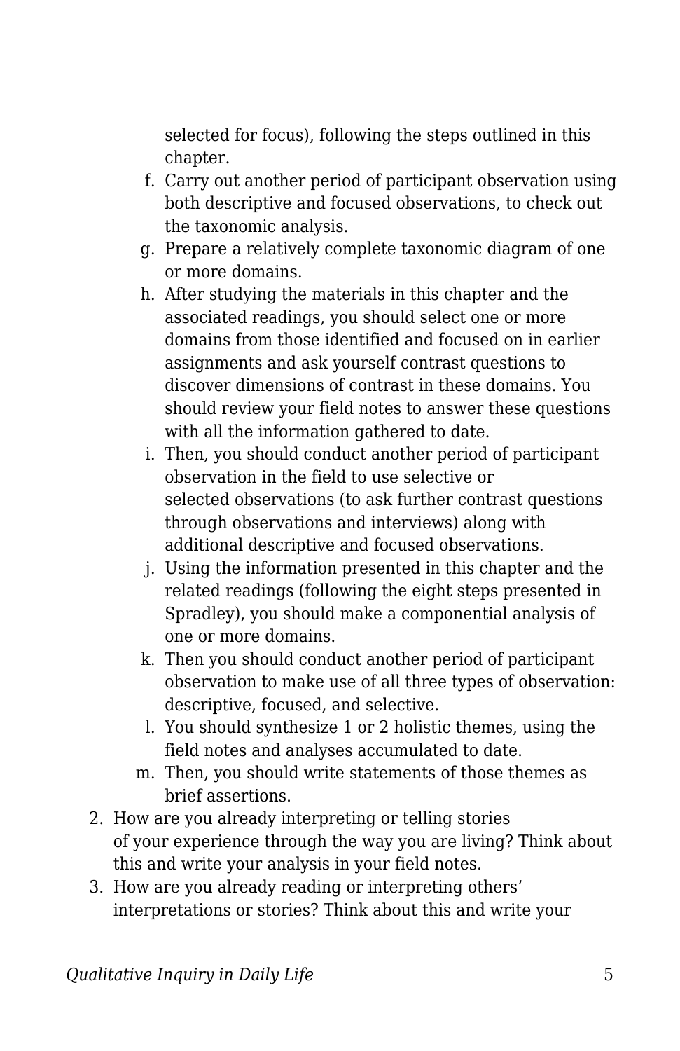selected for focus), following the steps outlined in this chapter.

   f. Carry out another period of participant observation using both descriptive and focused observations, to check out the taxonomic analysis.
   g. Prepare a relatively complete taxonomic diagram of one or more domains.
   h. After studying the materials in this chapter and the associated readings, you should select one or more domains from those identified and focused on in earlier assignments and ask yourself contrast questions to discover dimensions of contrast in these domains. You should review your field notes to answer these questions with all the information gathered to date.
   i. Then, you should conduct another period of participant observation in the field to use selective or selected observations (to ask further contrast questions through observations and interviews) along with additional descriptive and focused observations.
   j. Using the information presented in this chapter and the related readings (following the eight steps presented in Spradley), you should make a componential analysis of one or more domains.
   k. Then you should conduct another period of participant observation to make use of all three types of observation: descriptive, focused, and selective.
   l. You should synthesize 1 or 2 holistic themes, using the field notes and analyses accumulated to date.
   m. Then, you should write statements of those themes as brief assertions.

2. How are you already interpreting or telling stories of your experience through the way you are living? Think about this and write your analysis in your field notes.
3. How are you already reading or interpreting others' interpretations or stories? Think about this and write your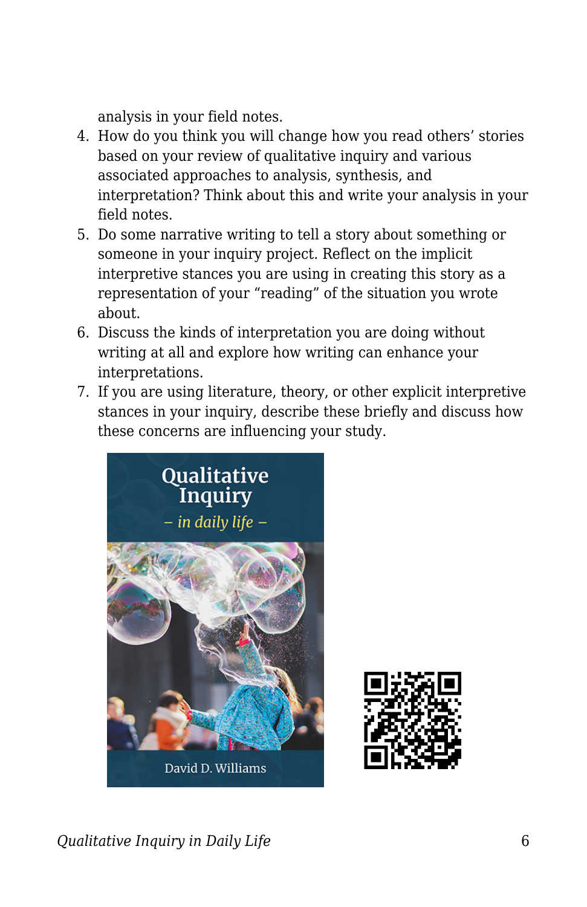analysis in your field notes.

4. How do you think you will change how you read others' stories based on your review of qualitative inquiry and various associated approaches to analysis, synthesis, and interpretation? Think about this and write your analysis in your field notes.
5. Do some narrative writing to tell a story about something or someone in your inquiry project. Reflect on the implicit interpretive stances you are using in creating this story as a representation of your "reading" of the situation you wrote about.
6. Discuss the kinds of interpretation you are doing without writing at all and explore how writing can enhance your interpretations.
7. If you are using literature, theory, or other explicit interpretive stances in your inquiry, describe these briefly and discuss how these concerns are influencing your study.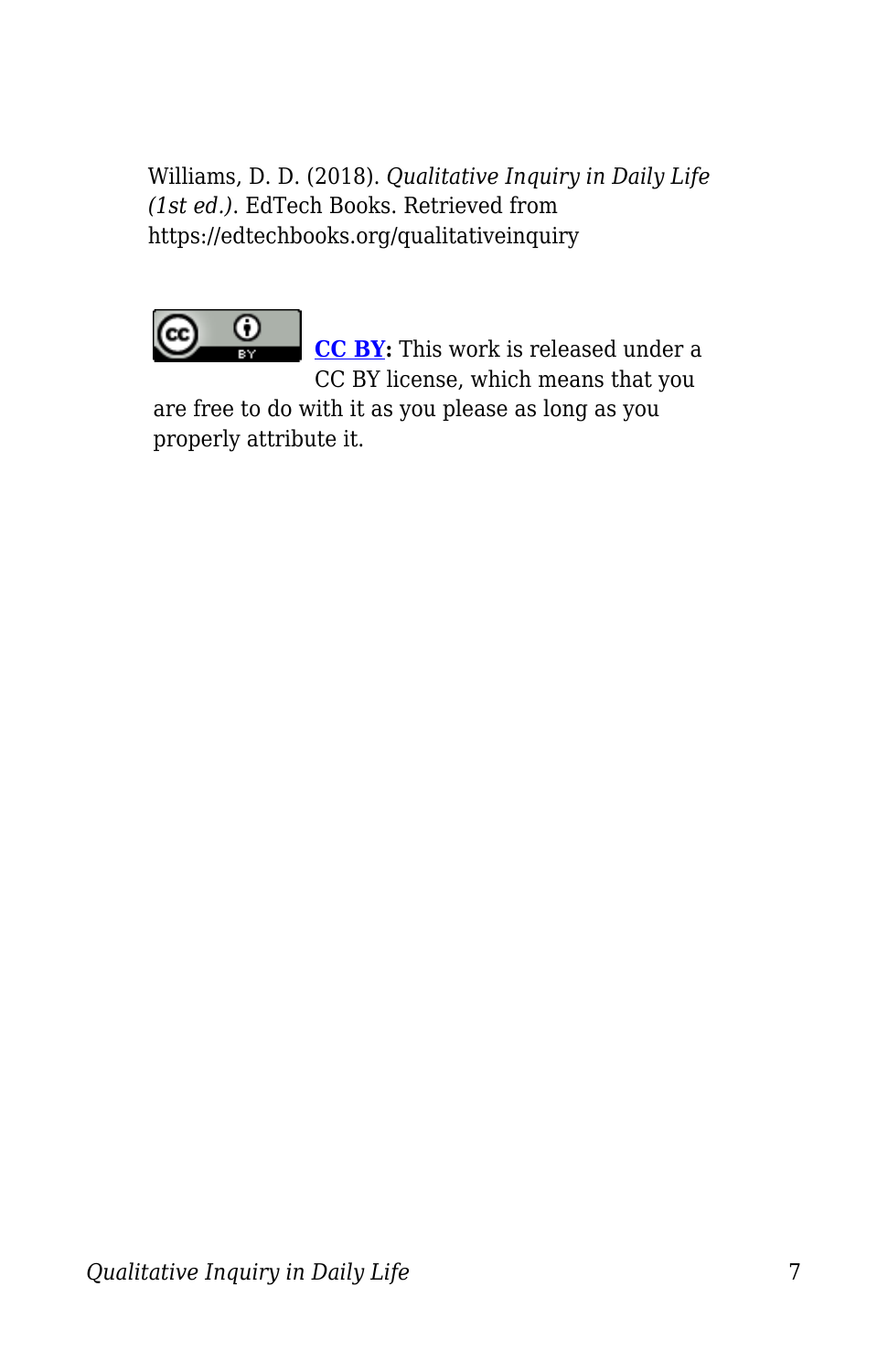Williams, D. D. (2018). *Qualitative Inquiry in Daily Life (1st ed.)*. EdTech Books. Retrieved from https://edtechbooks.org/qualitativeinquiry

**CC BY:** This work is released under a CC BY license, which means that you are free to do with it as you please as long as you properly attribute it.